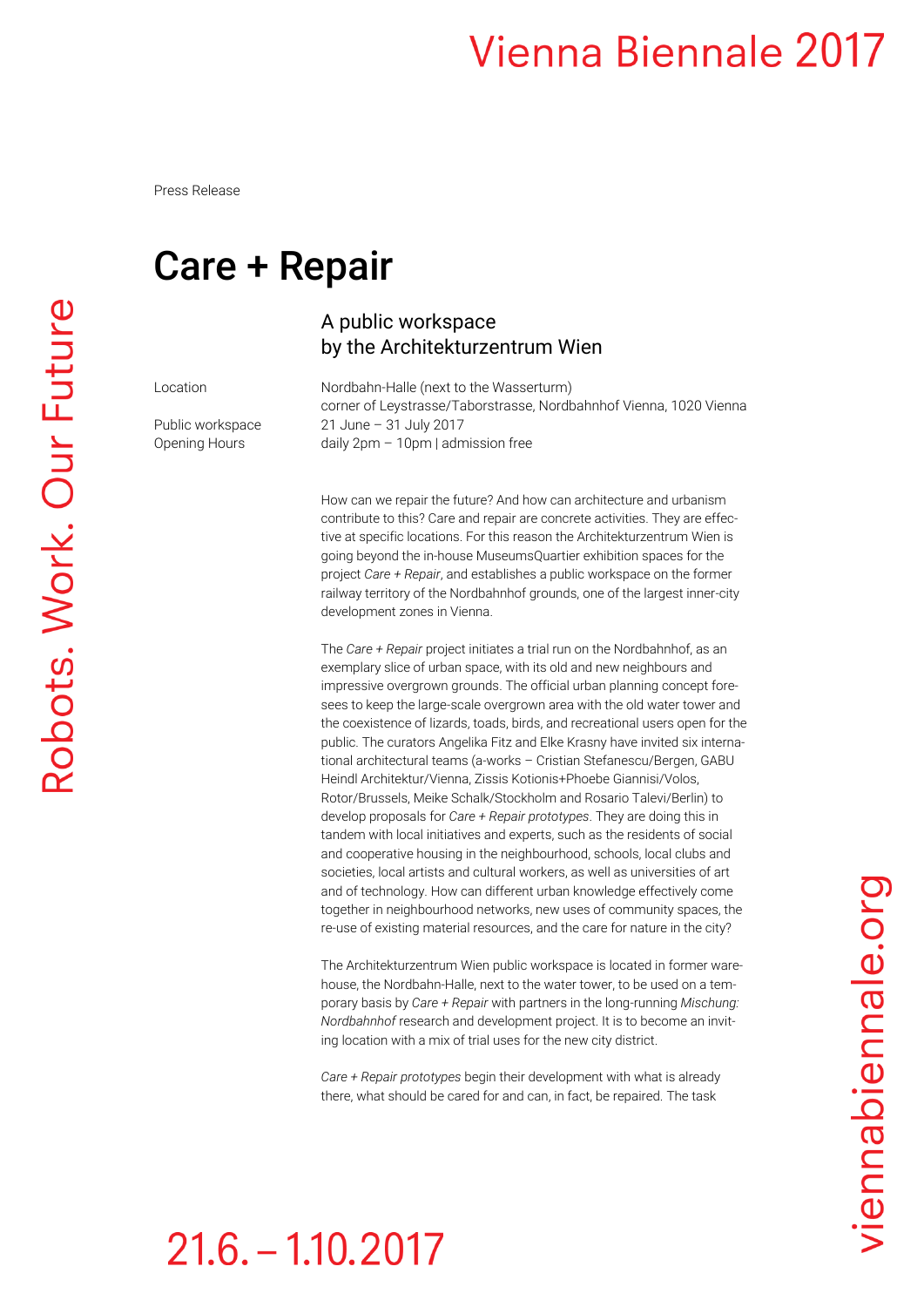Press Release

# Care + Repair

## A public workspace by the Architekturzentrum Wien

| | |
|---|---|
| Location | Nordbahn-Halle (next to the Wasserturm) corner of Leystrasse/Taborstrasse, Nordbahnhof Vienna, 1020 Vienna |
| Public workspace | 21 June – 31 July 2017 |
| Opening Hours | daily 2pm – 10pm \| admission free |

How can we repair the future? And how can architecture and urbanism contribute to this? Care and repair are concrete activities. They are effective at specific locations. For this reason the Architekturzentrum Wien is going beyond the in-house MuseumsQuartier exhibition spaces for the project *Care + Repair*, and establishes a public workspace on the former railway territory of the Nordbahnhof grounds, one of the largest inner-city development zones in Vienna.

The *Care + Repair* project initiates a trial run on the Nordbahnhof, as an exemplary slice of urban space, with its old and new neighbours and impressive overgrown grounds. The official urban planning concept foresees to keep the large-scale overgrown area with the old water tower and the coexistence of lizards, toads, birds, and recreational users open for the public. The curators Angelika Fitz and Elke Krasny have invited six international architectural teams (a-works – Cristian Stefanescu/Bergen, GABU Heindl Architektur/Vienna, Zissis Kotionis+Phoebe Giannisi/Volos, Rotor/Brussels, Meike Schalk/Stockholm and Rosario Talevi/Berlin) to develop proposals for *Care + Repair prototypes*. They are doing this in tandem with local initiatives and experts, such as the residents of social and cooperative housing in the neighbourhood, schools, local clubs and societies, local artists and cultural workers, as well as universities of art and of technology. How can different urban knowledge effectively come together in neighbourhood networks, new uses of community spaces, the re-use of existing material resources, and the care for nature in the city?

The Architekturzentrum Wien public workspace is located in former warehouse, the Nordbahn-Halle, next to the water tower, to be used on a temporary basis by *Care + Repair* with partners in the long-running *Mischung: Nordbahnhof* research and development project. It is to become an inviting location with a mix of trial uses for the new city district.

*Care + Repair prototypes* begin their development with what is already there, what should be cared for and can, in fact, be repaired. The task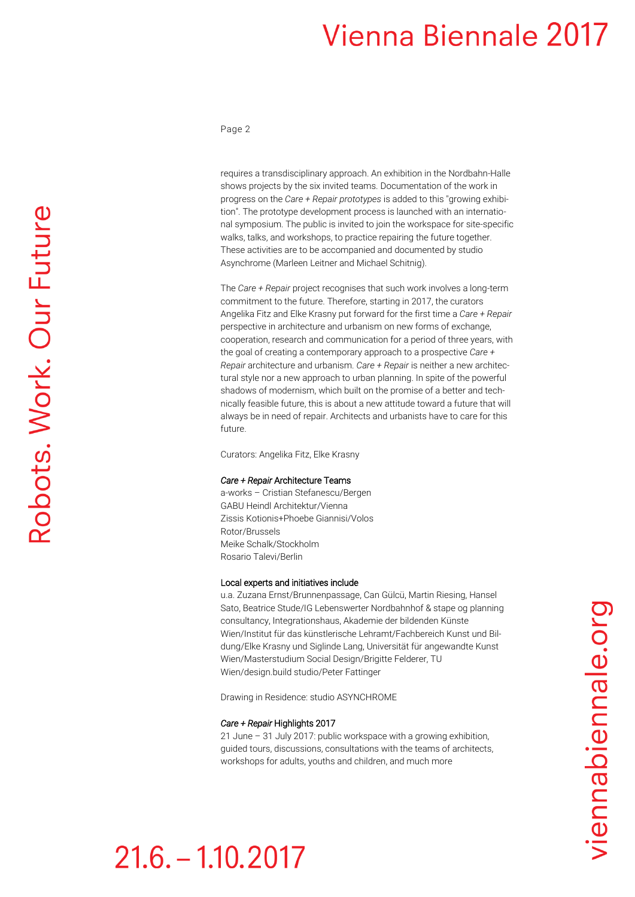requires a transdisciplinary approach. An exhibition in the Nordbahn-Halle shows projects by the six invited teams. Documentation of the work in progress on the *Care + Repair prototypes* is added to this "growing exhibition". The prototype development process is launched with an international symposium. The public is invited to join the workspace for site-specific walks, talks, and workshops, to practice repairing the future together. These activities are to be accompanied and documented by studio Asynchrome (Marleen Leitner and Michael Schitnig).

The *Care + Repair* project recognises that such work involves a long-term commitment to the future. Therefore, starting in 2017, the curators Angelika Fitz and Elke Krasny put forward for the first time a *Care + Repair* perspective in architecture and urbanism on new forms of exchange, cooperation, research and communication for a period of three years, with the goal of creating a contemporary approach to a prospective *Care + Repair* architecture and urbanism. *Care + Repair* is neither a new architectural style nor a new approach to urban planning. In spite of the powerful shadows of modernism, which built on the promise of a better and technically feasible future, this is about a new attitude toward a future that will always be in need of repair. Architects and urbanists have to care for this future.

Curators: Angelika Fitz, Elke Krasny

**_Care + Repair_ Architecture Teams**
a-works – Cristian Stefanescu/Bergen
GABU Heindl Architektur/Vienna
Zissis Kotionis+Phoebe Giannisi/Volos
Rotor/Brussels
Meike Schalk/Stockholm
Rosario Talevi/Berlin

**Local experts and initiatives include**
u.a. Zuzana Ernst/Brunnenpassage, Can Gülcü, Martin Riesing, Hansel Sato, Beatrice Stude/IG Lebenswerter Nordbahnhof & stape og planning consultancy, Integrationshaus, Akademie der bildenden Künste Wien/Institut für das künstlerische Lehramt/Fachbereich Kunst und Bildung/Elke Krasny und Siglinde Lang, Universität für angewandte Kunst Wien/Masterstudium Social Design/Brigitte Felderer, TU Wien/design.build studio/Peter Fattinger

Drawing in Residence: studio ASYNCHROME

**_Care + Repair_ Highlights 2017**
21 June – 31 July 2017: public workspace with a growing exhibition, guided tours, discussions, consultations with the teams of architects, workshops for adults, youths and children, and much more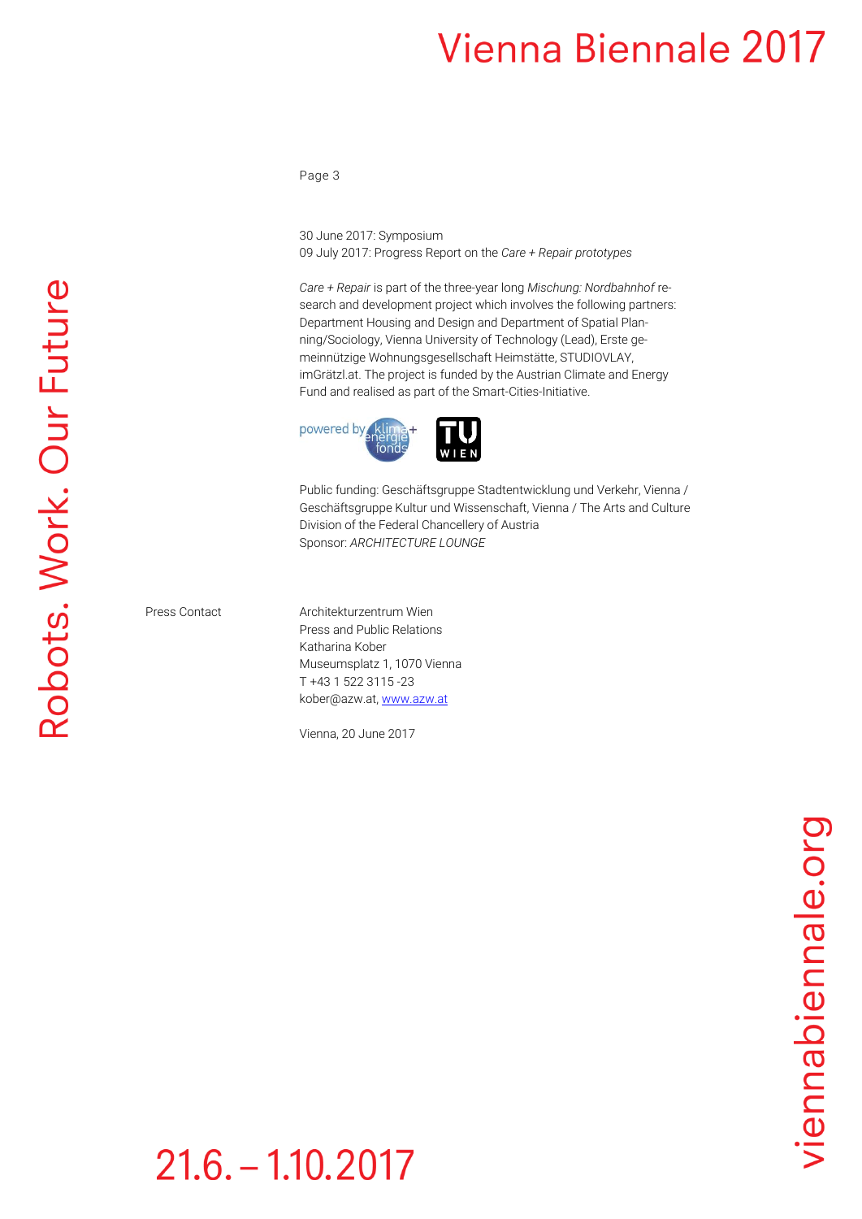30 June 2017: Symposium
09 July 2017: Progress Report on the *Care + Repair prototypes*

*Care + Repair* is part of the three-year long *Mischung: Nordbahnhof* research and development project which involves the following partners: Department Housing and Design and Department of Spatial Planning/Sociology, Vienna University of Technology (Lead), Erste gemeinnützige Wohnungsgesellschaft Heimstätte, STUDIOVLAY, imGrätzl.at. The project is funded by the Austrian Climate and Energy Fund and realised as part of the Smart-Cities-Initiative.

powered by klima+ energie fonds

TU WIEN

Public funding: Geschäftsgruppe Stadtentwicklung und Verkehr, Vienna / Geschäftsgruppe Kultur und Wissenschaft, Vienna / The Arts and Culture Division of the Federal Chancellery of Austria
Sponsor: *ARCHITECTURE LOUNGE*

Press Contact

Architekturzentrum Wien
Press and Public Relations
Katharina Kober
Museumsplatz 1, 1070 Vienna
T +43 1 522 3115 -23
kober@azw.at, www.azw.at

Vienna, 20 June 2017